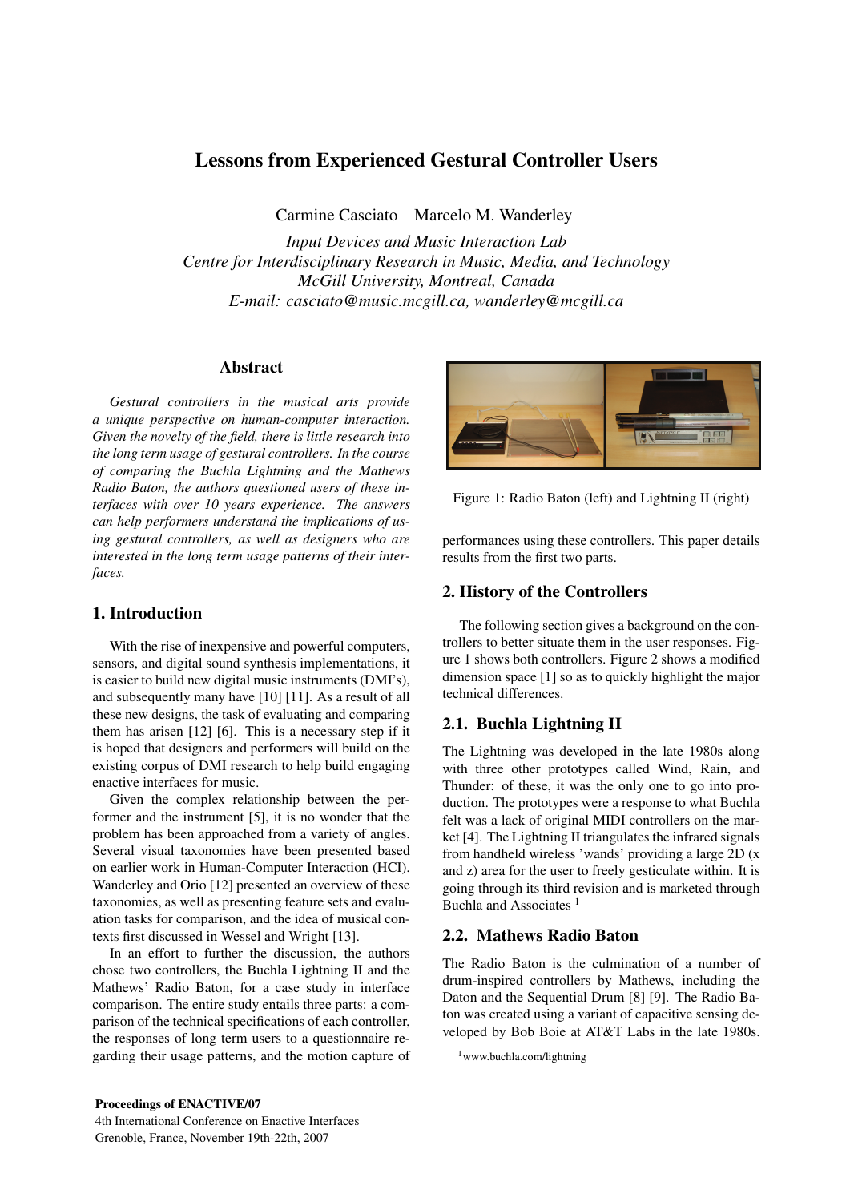# Lessons from Experienced Gestural Controller Users

Carmine Casciato    Marcelo M. Wanderley

*Input Devices and Music Interaction Lab*
*Centre for Interdisciplinary Research in Music, Media, and Technology*
*McGill University, Montreal, Canada*
*E-mail: casciato@music.mcgill.ca, wanderley@mcgill.ca*

## Abstract

*Gestural controllers in the musical arts provide a unique perspective on human-computer interaction. Given the novelty of the field, there is little research into the long term usage of gestural controllers. In the course of comparing the Buchla Lightning and the Mathews Radio Baton, the authors questioned users of these interfaces with over 10 years experience. The answers can help performers understand the implications of using gestural controllers, as well as designers who are interested in the long term usage patterns of their interfaces.*

## 1. Introduction

With the rise of inexpensive and powerful computers, sensors, and digital sound synthesis implementations, it is easier to build new digital music instruments (DMI's), and subsequently many have [10] [11]. As a result of all these new designs, the task of evaluating and comparing them has arisen [12] [6]. This is a necessary step if it is hoped that designers and performers will build on the existing corpus of DMI research to help build engaging enactive interfaces for music.

Given the complex relationship between the performer and the instrument [5], it is no wonder that the problem has been approached from a variety of angles. Several visual taxonomies have been presented based on earlier work in Human-Computer Interaction (HCI). Wanderley and Orio [12] presented an overview of these taxonomies, as well as presenting feature sets and evaluation tasks for comparison, and the idea of musical contexts first discussed in Wessel and Wright [13].

In an effort to further the discussion, the authors chose two controllers, the Buchla Lightning II and the Mathews' Radio Baton, for a case study in interface comparison. The entire study entails three parts: a comparison of the technical specifications of each controller, the responses of long term users to a questionnaire regarding their usage patterns, and the motion capture of performances using these controllers. This paper details results from the first two parts.

Figure 1: Radio Baton (left) and Lightning II (right)

## 2. History of the Controllers

The following section gives a background on the controllers to better situate them in the user responses. Figure 1 shows both controllers. Figure 2 shows a modified dimension space [1] so as to quickly highlight the major technical differences.

### 2.1. Buchla Lightning II

The Lightning was developed in the late 1980s along with three other prototypes called Wind, Rain, and Thunder: of these, it was the only one to go into production. The prototypes were a response to what Buchla felt was a lack of original MIDI controllers on the market [4]. The Lightning II triangulates the infrared signals from handheld wireless 'wands' providing a large 2D (x and z) area for the user to freely gesticulate within. It is going through its third revision and is marketed through Buchla and Associates [1]

### 2.2. Mathews Radio Baton

The Radio Baton is the culmination of a number of drum-inspired controllers by Mathews, including the Daton and the Sequential Drum [8] [9]. The Radio Baton was created using a variant of capacitive sensing developed by Bob Boie at AT&T Labs in the late 1980s.

[1] www.buchla.com/lightning

**Proceedings of ENACTIVE/07**
4th International Conference on Enactive Interfaces
Grenoble, France, November 19th-22th, 2007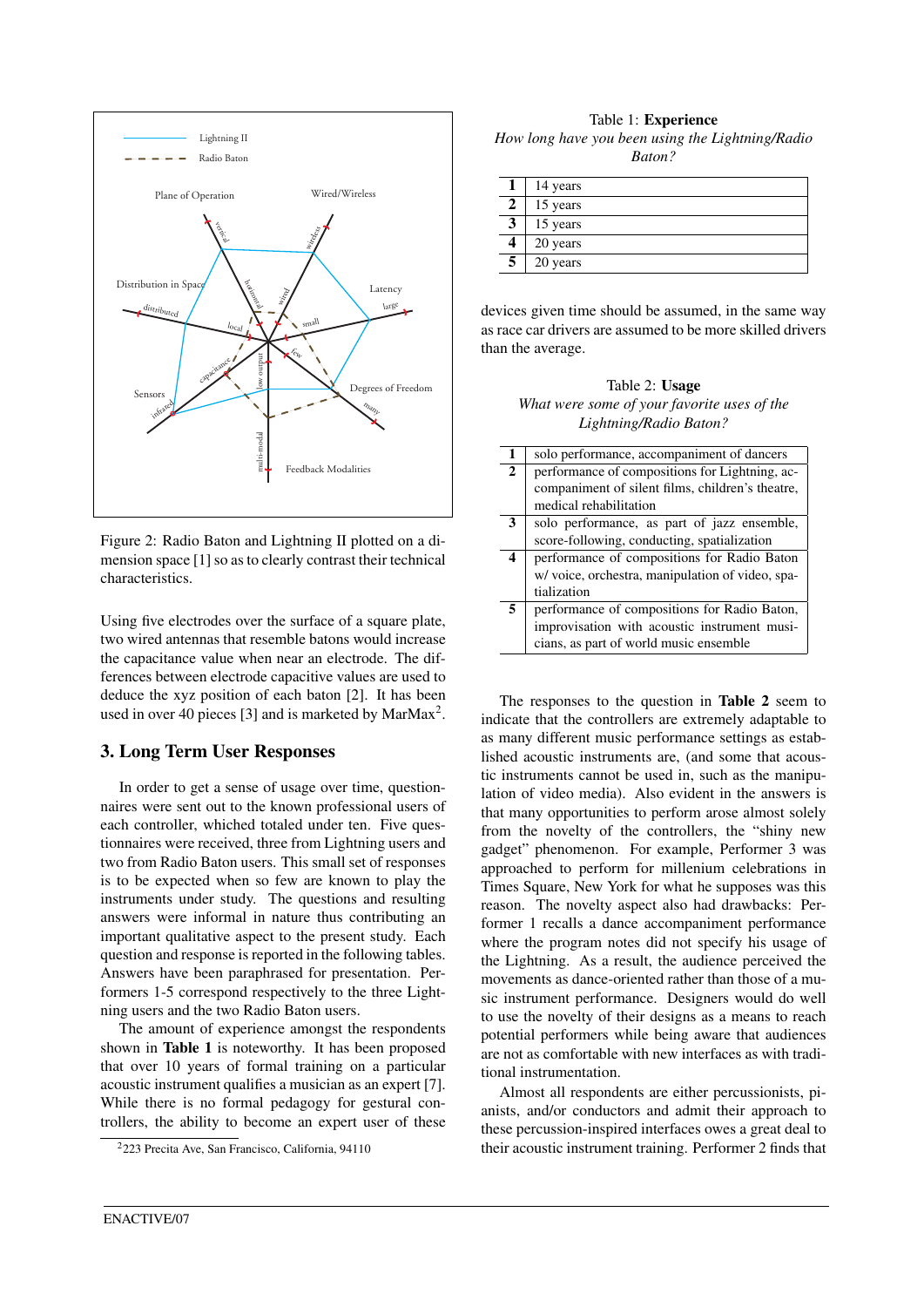Figure 2: Radio Baton and Lightning II plotted on a dimension space [1] so as to clearly contrast their technical characteristics.

Using five electrodes over the surface of a square plate, two wired antennas that resemble batons would increase the capacitance value when near an electrode. The differences between electrode capacitive values are used to deduce the xyz position of each baton [2]. It has been used in over 40 pieces [3] and is marketed by MarMax[2].

## 3. Long Term User Responses

In order to get a sense of usage over time, questionnaires were sent out to the known professional users of each controller, whiched totaled under ten. Five questionnaires were received, three from Lightning users and two from Radio Baton users. This small set of responses is to be expected when so few are known to play the instruments under study. The questions and resulting answers were informal in nature thus contributing an important qualitative aspect to the present study. Each question and response is reported in the following tables. Answers have been paraphrased for presentation. Performers 1-5 correspond respectively to the three Lightning users and the two Radio Baton users.

The amount of experience amongst the respondents shown in **Table 1** is noteworthy. It has been proposed that over 10 years of formal training on a particular acoustic instrument qualifies a musician as an expert [7]. While there is no formal pedagogy for gestural controllers, the ability to become an expert user of these devices given time should be assumed, in the same way as race car drivers are assumed to be more skilled drivers than the average.

[2] 223 Precita Ave, San Francisco, California, 94110

Table 1: **Experience**
*How long have you been using the Lightning/Radio Baton?*

| | |
|---|---|
| **1** | 14 years |
| **2** | 15 years |
| **3** | 15 years |
| **4** | 20 years |
| **5** | 20 years |

Table 2: **Usage**
*What were some of your favorite uses of the Lightning/Radio Baton?*

| | |
|---|---|
| **1** | solo performance, accompaniment of dancers |
| **2** | performance of compositions for Lightning, accompaniment of silent films, children's theatre, medical rehabilitation |
| **3** | solo performance, as part of jazz ensemble, score-following, conducting, spatialization |
| **4** | performance of compositions for Radio Baton w/ voice, orchestra, manipulation of video, spatialization |
| **5** | performance of compositions for Radio Baton, improvisation with acoustic instrument musicians, as part of world music ensemble |

The responses to the question in **Table 2** seem to indicate that the controllers are extremely adaptable to as many different music performance settings as established acoustic instruments are, (and some that acoustic instruments cannot be used in, such as the manipulation of video media). Also evident in the answers is that many opportunities to perform arose almost solely from the novelty of the controllers, the "shiny new gadget" phenomenon. For example, Performer 3 was approached to perform for millenium celebrations in Times Square, New York for what he supposes was this reason. The novelty aspect also had drawbacks: Performer 1 recalls a dance accompaniment performance where the program notes did not specify his usage of the Lightning. As a result, the audience perceived the movements as dance-oriented rather than those of a music instrument performance. Designers would do well to use the novelty of their designs as a means to reach potential performers while being aware that audiences are not as comfortable with new interfaces as with traditional instrumentation.

Almost all respondents are either percussionists, pianists, and/or conductors and admit their approach to these percussion-inspired interfaces owes a great deal to their acoustic instrument training. Performer 2 finds that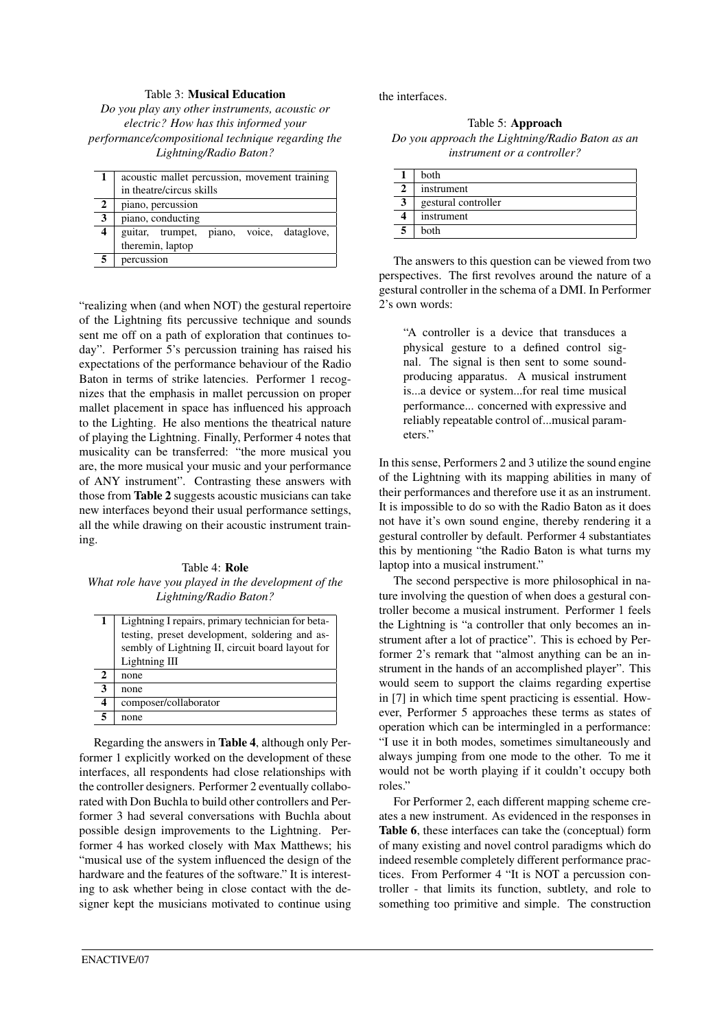Table 3: **Musical Education**

*Do you play any other instruments, acoustic or electric? How has this informed your performance/compositional technique regarding the Lightning/Radio Baton?*

| | |
|---|---|
| **1** | acoustic mallet percussion, movement training in theatre/circus skills |
| **2** | piano, percussion |
| **3** | piano, conducting |
| **4** | guitar, trumpet, piano, voice, dataglove, theremin, laptop |
| **5** | percussion |

"realizing when (and when NOT) the gestural repertoire of the Lightning fits percussive technique and sounds sent me off on a path of exploration that continues today". Performer 5's percussion training has raised his expectations of the performance behaviour of the Radio Baton in terms of strike latencies. Performer 1 recognizes that the emphasis in mallet percussion on proper mallet placement in space has influenced his approach to the Lighting. He also mentions the theatrical nature of playing the Lightning. Finally, Performer 4 notes that musicality can be transferred: "the more musical you are, the more musical your music and your performance of ANY instrument". Contrasting these answers with those from **Table 2** suggests acoustic musicians can take new interfaces beyond their usual performance settings, all the while drawing on their acoustic instrument training.

Table 4: **Role**

*What role have you played in the development of the Lightning/Radio Baton?*

| | |
|---|---|
| **1** | Lightning I repairs, primary technician for beta-testing, preset development, soldering and assembly of Lightning II, circuit board layout for Lightning III |
| **2** | none |
| **3** | none |
| **4** | composer/collaborator |
| **5** | none |

Regarding the answers in **Table 4**, although only Performer 1 explicitly worked on the development of these interfaces, all respondents had close relationships with the controller designers. Performer 2 eventually collaborated with Don Buchla to build other controllers and Performer 3 had several conversations with Buchla about possible design improvements to the Lightning. Performer 4 has worked closely with Max Matthews; his "musical use of the system influenced the design of the hardware and the features of the software." It is interesting to ask whether being in close contact with the designer kept the musicians motivated to continue using the interfaces.

Table 5: **Approach**

*Do you approach the Lightning/Radio Baton as an instrument or a controller?*

| | |
|---|---|
| **1** | both |
| **2** | instrument |
| **3** | gestural controller |
| **4** | instrument |
| **5** | both |

The answers to this question can be viewed from two perspectives. The first revolves around the nature of a gestural controller in the schema of a DMI. In Performer 2's own words:

> "A controller is a device that transduces a physical gesture to a defined control signal. The signal is then sent to some sound-producing apparatus. A musical instrument is...a device or system...for real time musical performance... concerned with expressive and reliably repeatable control of...musical parameters."

In this sense, Performers 2 and 3 utilize the sound engine of the Lightning with its mapping abilities in many of their performances and therefore use it as an instrument. It is impossible to do so with the Radio Baton as it does not have it's own sound engine, thereby rendering it a gestural controller by default. Performer 4 substantiates this by mentioning "the Radio Baton is what turns my laptop into a musical instrument."

The second perspective is more philosophical in nature involving the question of when does a gestural controller become a musical instrument. Performer 1 feels the Lightning is "a controller that only becomes an instrument after a lot of practice". This is echoed by Performer 2's remark that "almost anything can be an instrument in the hands of an accomplished player". This would seem to support the claims regarding expertise in [7] in which time spent practicing is essential. However, Performer 5 approaches these terms as states of operation which can be intermingled in a performance: "I use it in both modes, sometimes simultaneously and always jumping from one mode to the other. To me it would not be worth playing if it couldn't occupy both roles."

For Performer 2, each different mapping scheme creates a new instrument. As evidenced in the responses in **Table 6**, these interfaces can take the (conceptual) form of many existing and novel control paradigms which do indeed resemble completely different performance practices. From Performer 4 "It is NOT a percussion controller - that limits its function, subtlety, and role to something too primitive and simple. The construction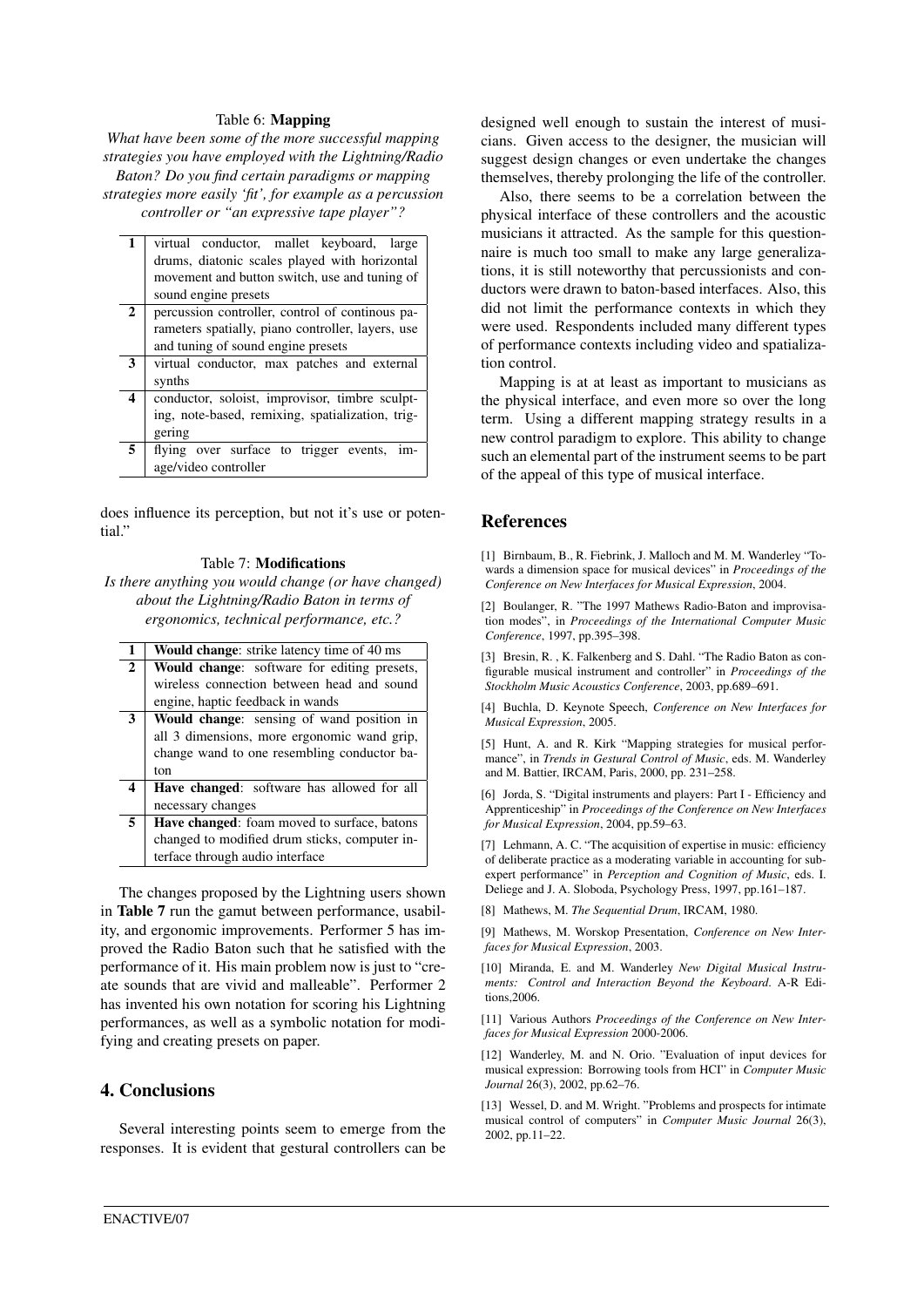Table 6: **Mapping**

*What have been some of the more successful mapping strategies you have employed with the Lightning/Radio Baton? Do you find certain paradigms or mapping strategies more easily 'fit', for example as a percussion controller or "an expressive tape player"?*

| | |
|---|---|
| **1** | virtual conductor, mallet keyboard, large drums, diatonic scales played with horizontal movement and button switch, use and tuning of sound engine presets |
| **2** | percussion controller, control of continous parameters spatially, piano controller, layers, use and tuning of sound engine presets |
| **3** | virtual conductor, max patches and external synths |
| **4** | conductor, soloist, improvisor, timbre sculpting, note-based, remixing, spatialization, triggering |
| **5** | flying over surface to trigger events, image/video controller |

does influence its perception, but not it's use or potential."

Table 7: **Modifications**

*Is there anything you would change (or have changed) about the Lightning/Radio Baton in terms of ergonomics, technical performance, etc.?*

| | |
|---|---|
| **1** | **Would change**: strike latency time of 40 ms |
| **2** | **Would change**: software for editing presets, wireless connection between head and sound engine, haptic feedback in wands |
| **3** | **Would change**: sensing of wand position in all 3 dimensions, more ergonomic wand grip, change wand to one resembling conductor baton |
| **4** | **Have changed**: software has allowed for all necessary changes |
| **5** | **Have changed**: foam moved to surface, batons changed to modified drum sticks, computer interface through audio interface |

The changes proposed by the Lightning users shown in **Table 7** run the gamut between performance, usability, and ergonomic improvements. Performer 5 has improved the Radio Baton such that he satisfied with the performance of it. His main problem now is just to "create sounds that are vivid and malleable". Performer 2 has invented his own notation for scoring his Lightning performances, as well as a symbolic notation for modifying and creating presets on paper.

## 4. Conclusions

Several interesting points seem to emerge from the responses. It is evident that gestural controllers can be designed well enough to sustain the interest of musicians. Given access to the designer, the musician will suggest design changes or even undertake the changes themselves, thereby prolonging the life of the controller.

Also, there seems to be a correlation between the physical interface of these controllers and the acoustic musicians it attracted. As the sample for this questionnaire is much too small to make any large generalizations, it is still noteworthy that percussionists and conductors were drawn to baton-based interfaces. Also, this did not limit the performance contexts in which they were used. Respondents included many different types of performance contexts including video and spatialization control.

Mapping is at at least as important to musicians as the physical interface, and even more so over the long term. Using a different mapping strategy results in a new control paradigm to explore. This ability to change such an elemental part of the instrument seems to be part of the appeal of this type of musical interface.

## References

[1] Birnbaum, B., R. Fiebrink, J. Malloch and M. M. Wanderley "Towards a dimension space for musical devices" in *Proceedings of the Conference on New Interfaces for Musical Expression*, 2004.

[2] Boulanger, R. "The 1997 Mathews Radio-Baton and improvisation modes", in *Proceedings of the International Computer Music Conference*, 1997, pp.395–398.

[3] Bresin, R. , K. Falkenberg and S. Dahl. "The Radio Baton as configurable musical instrument and controller" in *Proceedings of the Stockholm Music Acoustics Conference*, 2003, pp.689–691.

[4] Buchla, D. Keynote Speech, *Conference on New Interfaces for Musical Expression*, 2005.

[5] Hunt, A. and R. Kirk "Mapping strategies for musical performance", in *Trends in Gestural Control of Music*, eds. M. Wanderley and M. Battier, IRCAM, Paris, 2000, pp. 231–258.

[6] Jorda, S. "Digital instruments and players: Part I - Efficiency and Apprenticeship" in *Proceedings of the Conference on New Interfaces for Musical Expression*, 2004, pp.59–63.

[7] Lehmann, A. C. "The acquisition of expertise in music: efficiency of deliberate practice as a moderating variable in accounting for subexpert performance" in *Perception and Cognition of Music*, eds. I. Deliege and J. A. Sloboda, Psychology Press, 1997, pp.161–187.

[8] Mathews, M. *The Sequential Drum*, IRCAM, 1980.

[9] Mathews, M. Worskop Presentation, *Conference on New Interfaces for Musical Expression*, 2003.

[10] Miranda, E. and M. Wanderley *New Digital Musical Instruments: Control and Interaction Beyond the Keyboard*. A-R Editions,2006.

[11] Various Authors *Proceedings of the Conference on New Interfaces for Musical Expression* 2000-2006.

[12] Wanderley, M. and N. Orio. "Evaluation of input devices for musical expression: Borrowing tools from HCI" in *Computer Music Journal* 26(3), 2002, pp.62–76.

[13] Wessel, D. and M. Wright. "Problems and prospects for intimate musical control of computers" in *Computer Music Journal* 26(3), 2002, pp.11–22.